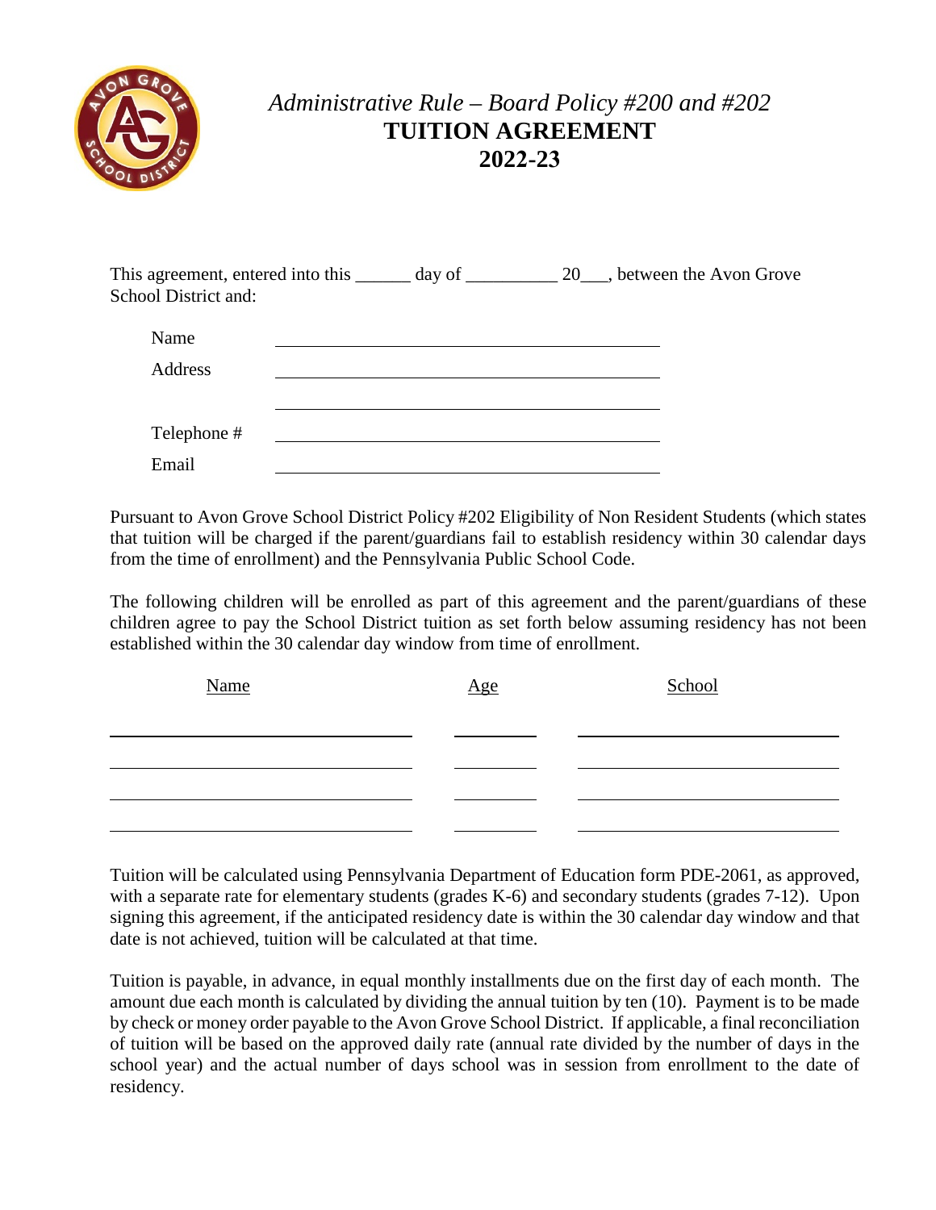*Administrative Rule – Board Policy #200 and #202*

# TUITION AGREEMENT

## 2022-23

This agreement, entered into this ______ day of __________ 20___, between the Avon Grove School District and:

| | |
|---|---|
| Name | ______________________________ |
| Address | ______________________________ |
| | ______________________________ |
| Telephone # | ______________________________ |
| Email | ______________________________ |

Pursuant to Avon Grove School District Policy #202 Eligibility of Non Resident Students (which states that tuition will be charged if the parent/guardians fail to establish residency within 30 calendar days from the time of enrollment) and the Pennsylvania Public School Code.

The following children will be enrolled as part of this agreement and the parent/guardians of these children agree to pay the School District tuition as set forth below assuming residency has not been established within the 30 calendar day window from time of enrollment.

| Name | Age | School |
|---|---|---|
| | | |
| | | |
| | | |
| | | |

Tuition will be calculated using Pennsylvania Department of Education form PDE-2061, as approved, with a separate rate for elementary students (grades K-6) and secondary students (grades 7-12). Upon signing this agreement, if the anticipated residency date is within the 30 calendar day window and that date is not achieved, tuition will be calculated at that time.

Tuition is payable, in advance, in equal monthly installments due on the first day of each month. The amount due each month is calculated by dividing the annual tuition by ten (10). Payment is to be made by check or money order payable to the Avon Grove School District. If applicable, a final reconciliation of tuition will be based on the approved daily rate (annual rate divided by the number of days in the school year) and the actual number of days school was in session from enrollment to the date of residency.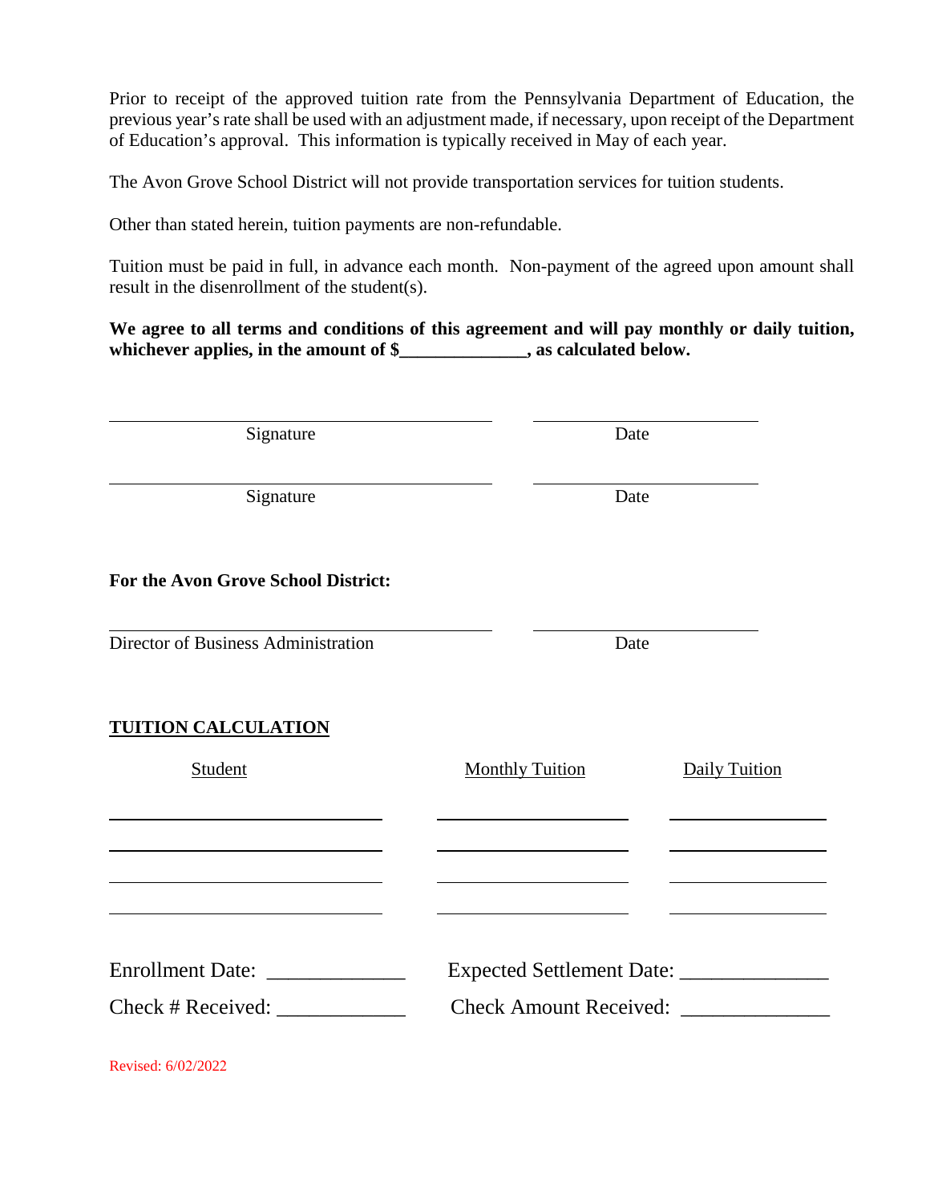Prior to receipt of the approved tuition rate from the Pennsylvania Department of Education, the previous year's rate shall be used with an adjustment made, if necessary, upon receipt of the Department of Education's approval. This information is typically received in May of each year.

The Avon Grove School District will not provide transportation services for tuition students.

Other than stated herein, tuition payments are non-refundable.

Tuition must be paid in full, in advance each month. Non-payment of the agreed upon amount shall result in the disenrollment of the student(s).

**We agree to all terms and conditions of this agreement and will pay monthly or daily tuition, whichever applies, in the amount of $______________, as calculated below.**

| Signature | Date |
|---|---|
| | |
| | |

**For the Avon Grove School District:**

| Director of Business Administration | Date |
|---|---|
| | |

**TUITION CALCULATION**

| Student | Monthly Tuition | Daily Tuition |
|---|---|---|
| | | |
| | | |
| | | |
| | | |

Enrollment Date: _____________ Expected Settlement Date: ______________

Check # Received: ____________ Check Amount Received: ______________

Revised: 6/02/2022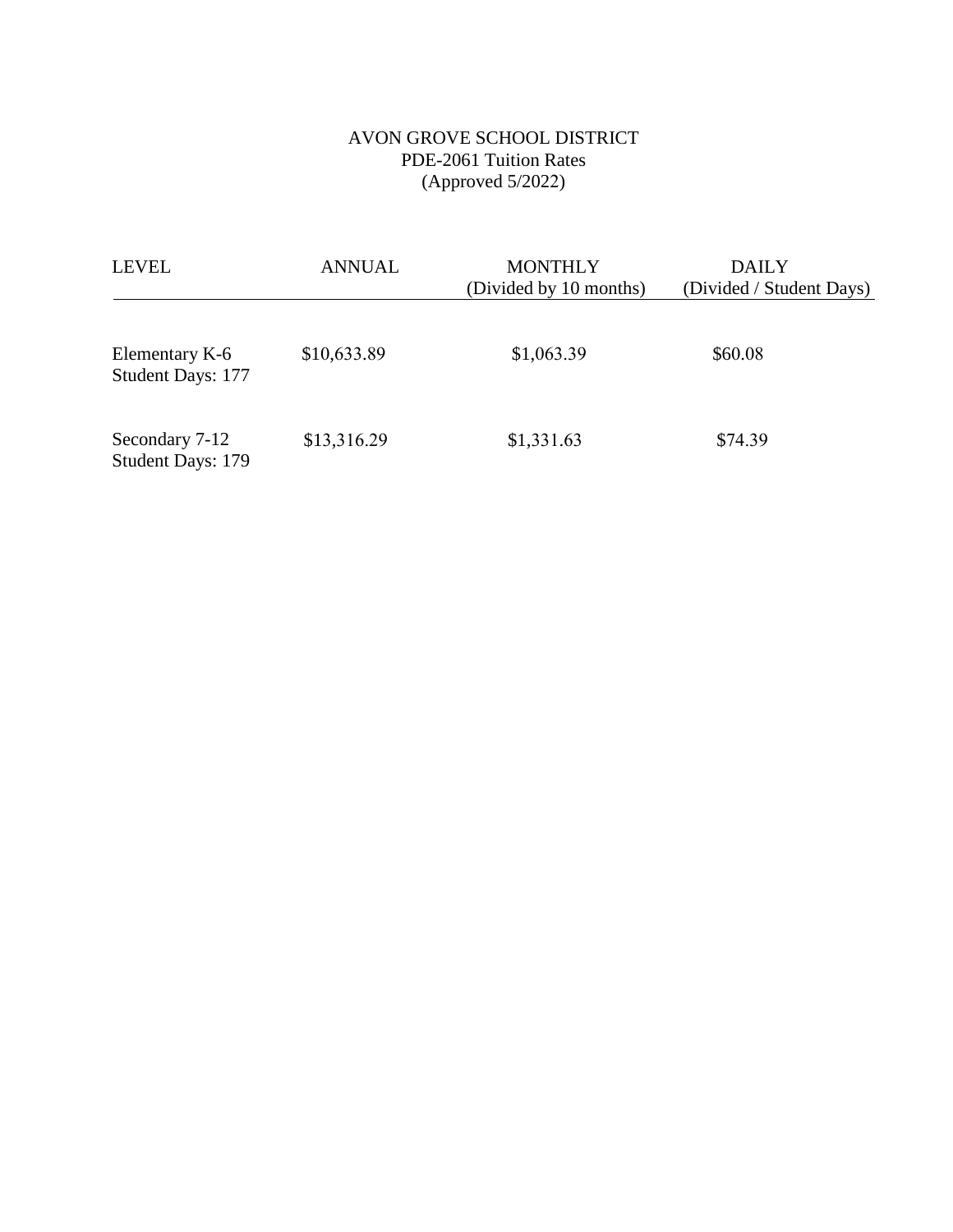# AVON GROVE SCHOOL DISTRICT

PDE-2061 Tuition Rates
(Approved 5/2022)

| LEVEL | ANNUAL | MONTHLY (Divided by 10 months) | DAILY (Divided / Student Days) |
|---|---|---|---|
| Elementary K-6 Student Days: 177 | $10,633.89 | $1,063.39 | $60.08 |
| Secondary 7-12 Student Days: 179 | $13,316.29 | $1,331.63 | $74.39 |